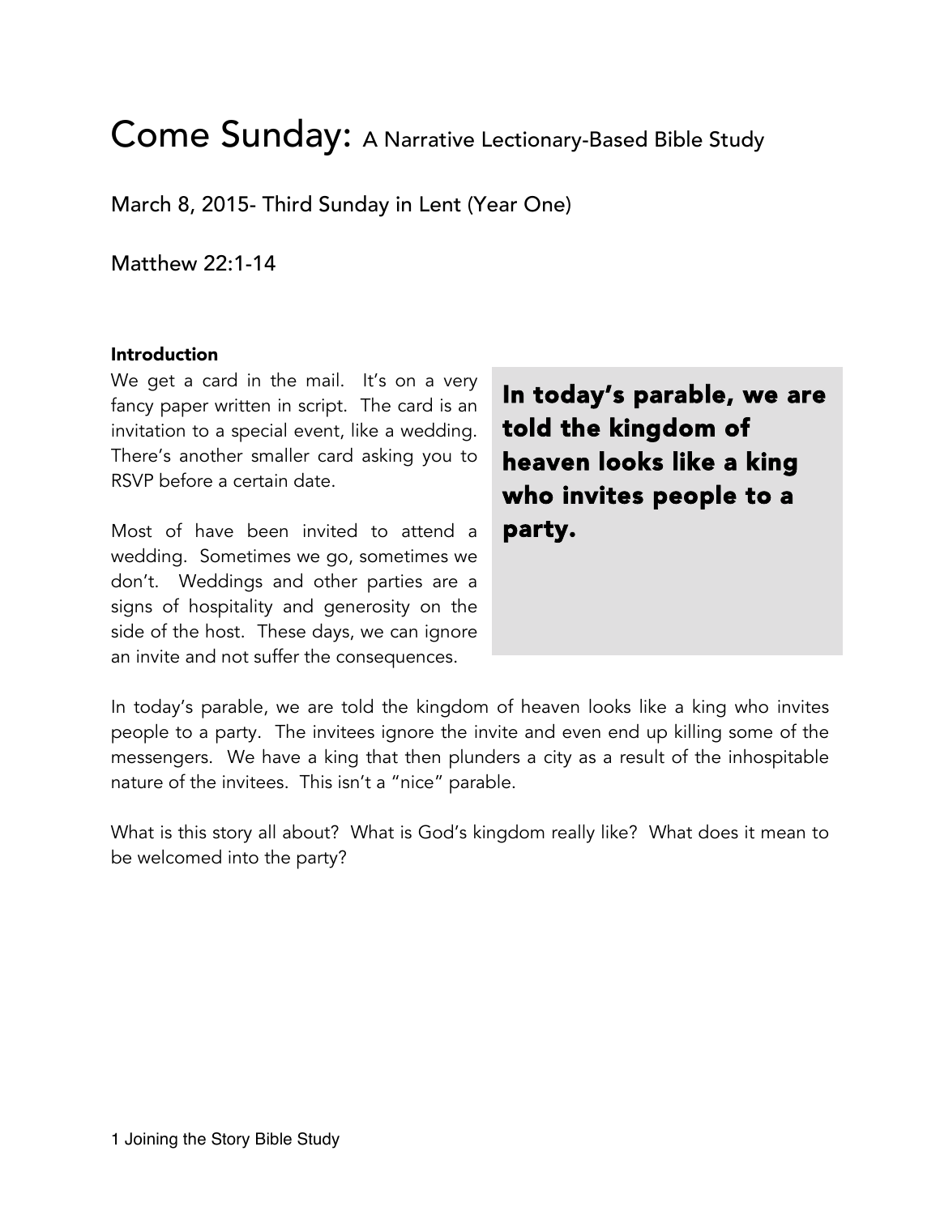# Come Sunday: A Narrative Lectionary-Based Bible Study

March 8, 2015- Third Sunday in Lent (Year One)

Matthew 22:1-14

### Introduction

We get a card in the mail. It's on a very fancy paper written in script. The card is an invitation to a special event, like a wedding. There's another smaller card asking you to RSVP before a certain date.

Most of have been invited to attend a wedding. Sometimes we go, sometimes we don't. Weddings and other parties are a signs of hospitality and generosity on the side of the host. These days, we can ignore an invite and not suffer the consequences.

> **In today's parable, we are told the kingdom of heaven looks like a king who invites people to a party.**

In today's parable, we are told the kingdom of heaven looks like a king who invites people to a party. The invitees ignore the invite and even end up killing some of the messengers. We have a king that then plunders a city as a result of the inhospitable nature of the invitees. This isn't a "nice" parable.

What is this story all about? What is God's kingdom really like? What does it mean to be welcomed into the party?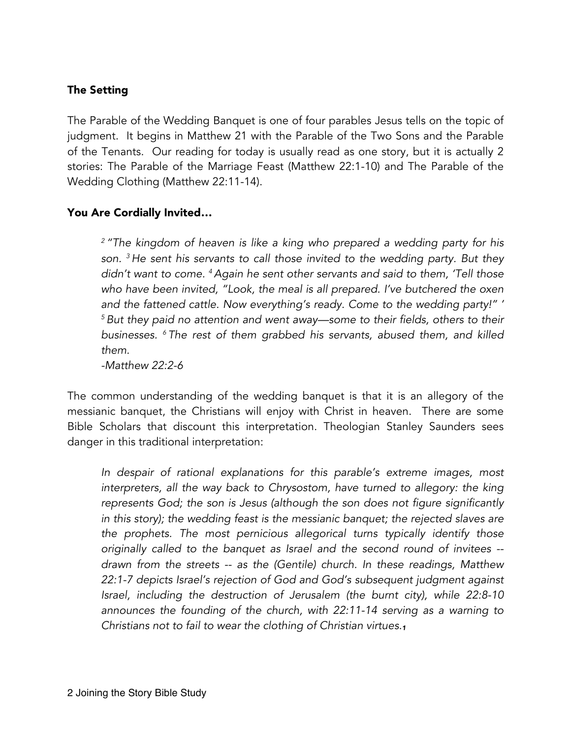### The Setting

The Parable of the Wedding Banquet is one of four parables Jesus tells on the topic of judgment. It begins in Matthew 21 with the Parable of the Two Sons and the Parable of the Tenants. Our reading for today is usually read as one story, but it is actually 2 stories: The Parable of the Marriage Feast (Matthew 22:1-10) and The Parable of the Wedding Clothing (Matthew 22:11-14).

### You Are Cordially Invited…

> *[2] "The kingdom of heaven is like a king who prepared a wedding party for his son. [3] He sent his servants to call those invited to the wedding party. But they didn't want to come. [4] Again he sent other servants and said to them, 'Tell those who have been invited, "Look, the meal is all prepared. I've butchered the oxen and the fattened cattle. Now everything's ready. Come to the wedding party!" ' [5] But they paid no attention and went away—some to their fields, others to their businesses. [6] The rest of them grabbed his servants, abused them, and killed them.*
> *-Matthew 22:2-6*

The common understanding of the wedding banquet is that it is an allegory of the messianic banquet, the Christians will enjoy with Christ in heaven. There are some Bible Scholars that discount this interpretation. Theologian Stanley Saunders sees danger in this traditional interpretation:

> *In despair of rational explanations for this parable's extreme images, most interpreters, all the way back to Chrysostom, have turned to allegory: the king represents God; the son is Jesus (although the son does not figure significantly in this story); the wedding feast is the messianic banquet; the rejected slaves are the prophets. The most pernicious allegorical turns typically identify those originally called to the banquet as Israel and the second round of invitees -- drawn from the streets -- as the (Gentile) church. In these readings, Matthew 22:1-7 depicts Israel's rejection of God and God's subsequent judgment against Israel, including the destruction of Jerusalem (the burnt city), while 22:8-10 announces the founding of the church, with 22:11-14 serving as a warning to Christians not to fail to wear the clothing of Christian virtues.*[1]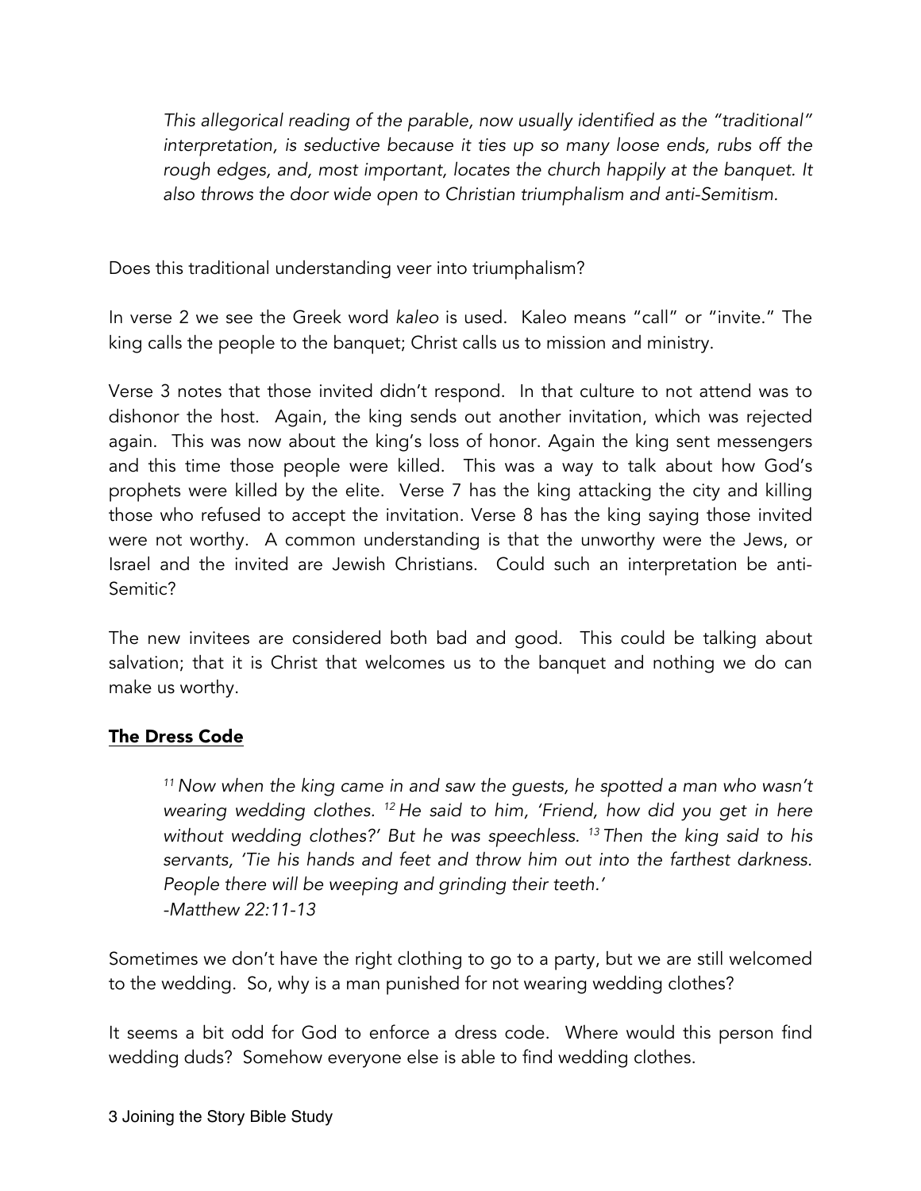> *This allegorical reading of the parable, now usually identified as the "traditional" interpretation, is seductive because it ties up so many loose ends, rubs off the rough edges, and, most important, locates the church happily at the banquet. It also throws the door wide open to Christian triumphalism and anti-Semitism.*

Does this traditional understanding veer into triumphalism?

In verse 2 we see the Greek word *kaleo* is used. Kaleo means "call" or "invite." The king calls the people to the banquet; Christ calls us to mission and ministry.

Verse 3 notes that those invited didn't respond. In that culture to not attend was to dishonor the host. Again, the king sends out another invitation, which was rejected again. This was now about the king's loss of honor. Again the king sent messengers and this time those people were killed. This was a way to talk about how God's prophets were killed by the elite. Verse 7 has the king attacking the city and killing those who refused to accept the invitation. Verse 8 has the king saying those invited were not worthy. A common understanding is that the unworthy were the Jews, or Israel and the invited are Jewish Christians. Could such an interpretation be anti-Semitic?

The new invitees are considered both bad and good. This could be talking about salvation; that it is Christ that welcomes us to the banquet and nothing we do can make us worthy.

## **The Dress Code**

> *[11] Now when the king came in and saw the guests, he spotted a man who wasn't wearing wedding clothes. [12] He said to him, 'Friend, how did you get in here without wedding clothes?' But he was speechless. [13] Then the king said to his servants, 'Tie his hands and feet and throw him out into the farthest darkness. People there will be weeping and grinding their teeth.'*
> *-Matthew 22:11-13*

Sometimes we don't have the right clothing to go to a party, but we are still welcomed to the wedding. So, why is a man punished for not wearing wedding clothes?

It seems a bit odd for God to enforce a dress code. Where would this person find wedding duds? Somehow everyone else is able to find wedding clothes.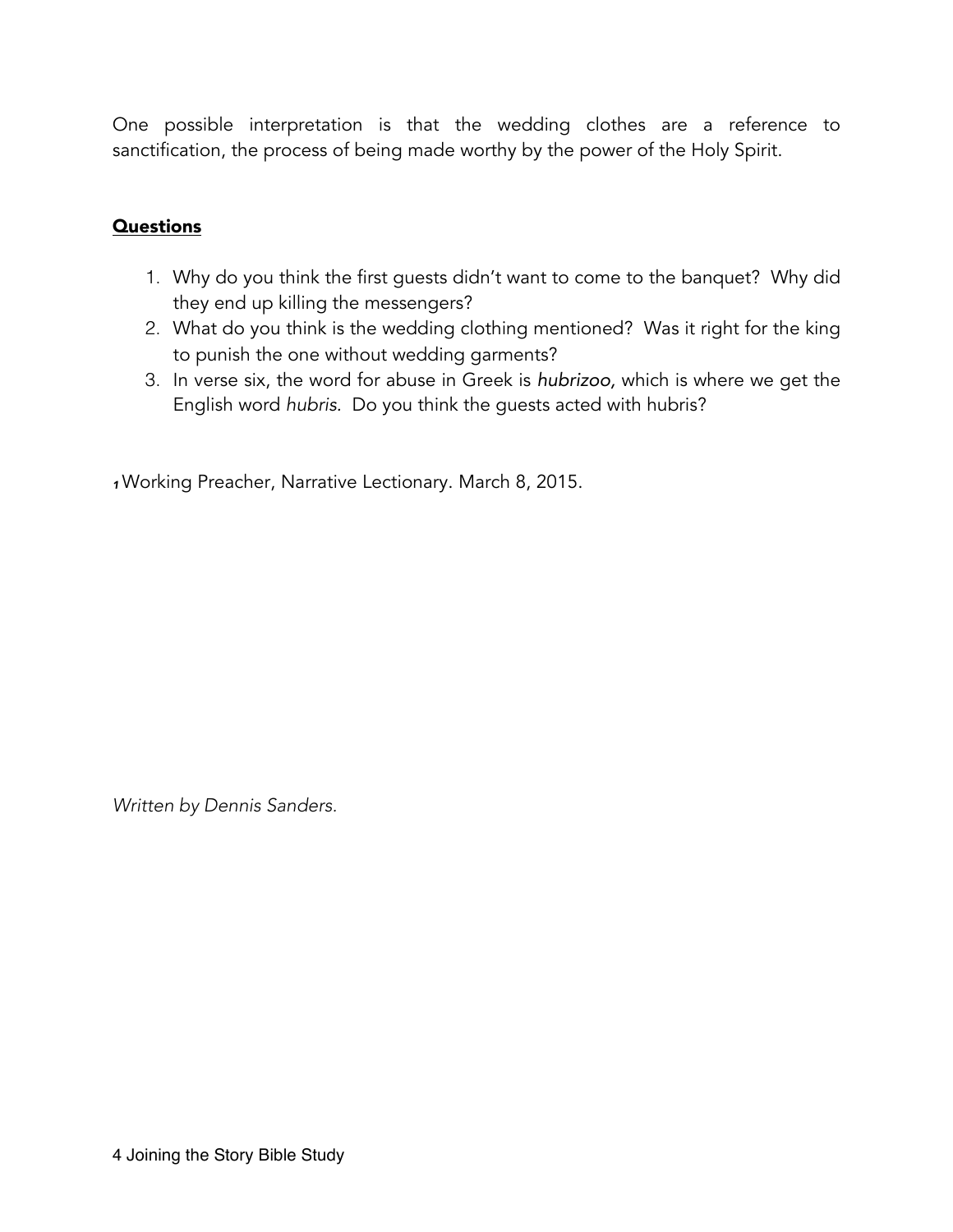One possible interpretation is that the wedding clothes are a reference to sanctification, the process of being made worthy by the power of the Holy Spirit.

**Questions**

1. Why do you think the first guests didn't want to come to the banquet? Why did they end up killing the messengers?
2. What do you think is the wedding clothing mentioned? Was it right for the king to punish the one without wedding garments?
3. In verse six, the word for abuse in Greek is *hubrizoo,* which is where we get the English word *hubris.* Do you think the guests acted with hubris?

[1] Working Preacher, Narrative Lectionary. March 8, 2015.

*Written by Dennis Sanders.*